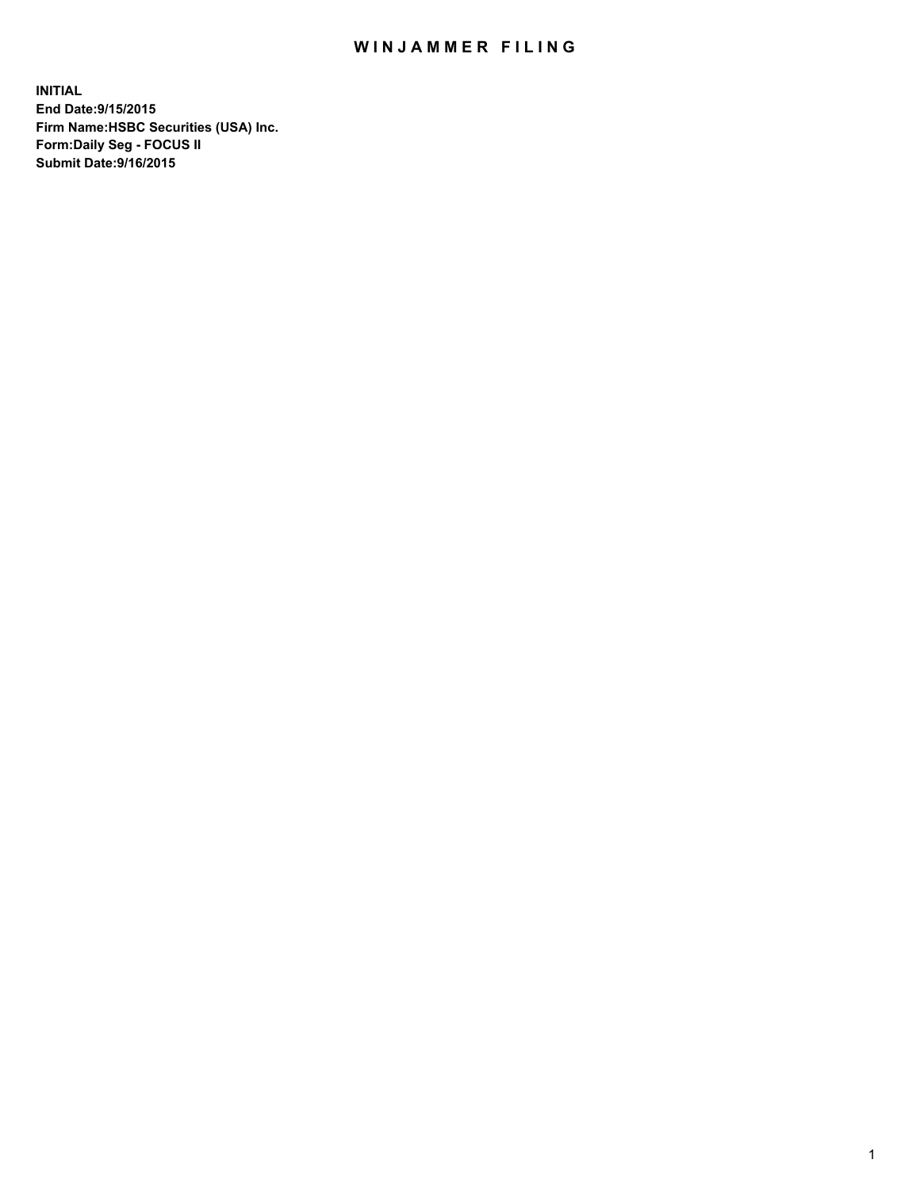# WINJAMMER FILING

**INITIAL**
**End Date:9/15/2015**
**Firm Name:HSBC Securities (USA) Inc.**
**Form:Daily Seg - FOCUS II**
**Submit Date:9/16/2015**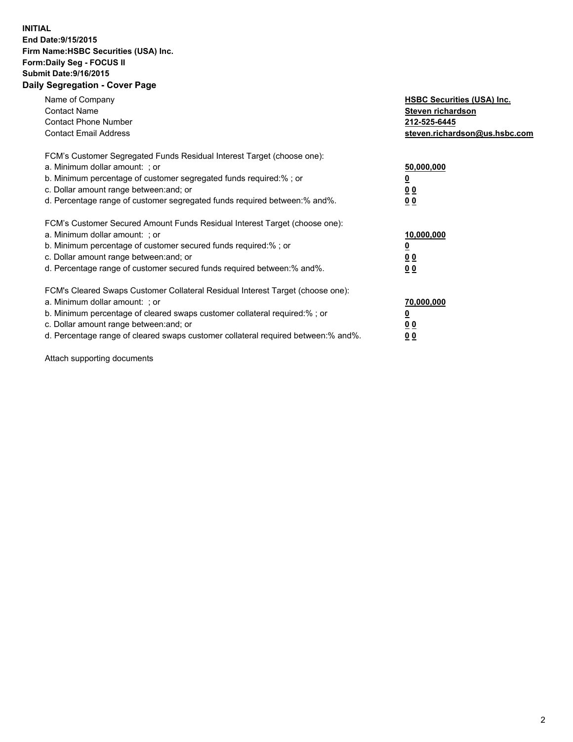**INITIAL**
**End Date:9/15/2015**
**Firm Name:HSBC Securities (USA) Inc.**
**Form:Daily Seg - FOCUS II**
**Submit Date:9/16/2015**

## Daily Segregation - Cover Page

| | |
|---|---|
| Name of Company | **HSBC Securities (USA) Inc.** |
| Contact Name | **Steven richardson** |
| Contact Phone Number | **212-525-6445** |
| Contact Email Address | **steven.richardson@us.hsbc.com** |

| | |
|---|---|
| FCM's Customer Segregated Funds Residual Interest Target (choose one): | |
| a. Minimum dollar amount: ; or | **50,000,000** |
| b. Minimum percentage of customer segregated funds required:% ; or | **0** |
| c. Dollar amount range between:and; or | **0 0** |
| d. Percentage range of customer segregated funds required between:% and%. | **0 0** |

| | |
|---|---|
| FCM's Customer Secured Amount Funds Residual Interest Target (choose one): | |
| a. Minimum dollar amount: ; or | **10,000,000** |
| b. Minimum percentage of customer secured funds required:% ; or | **0** |
| c. Dollar amount range between:and; or | **0 0** |
| d. Percentage range of customer secured funds required between:% and%. | **0 0** |

| | |
|---|---|
| FCM's Cleared Swaps Customer Collateral Residual Interest Target (choose one): | |
| a. Minimum dollar amount: ; or | **70,000,000** |
| b. Minimum percentage of cleared swaps customer collateral required:% ; or | **0** |
| c. Dollar amount range between:and; or | **0 0** |
| d. Percentage range of cleared swaps customer collateral required between:% and%. | **0 0** |

Attach supporting documents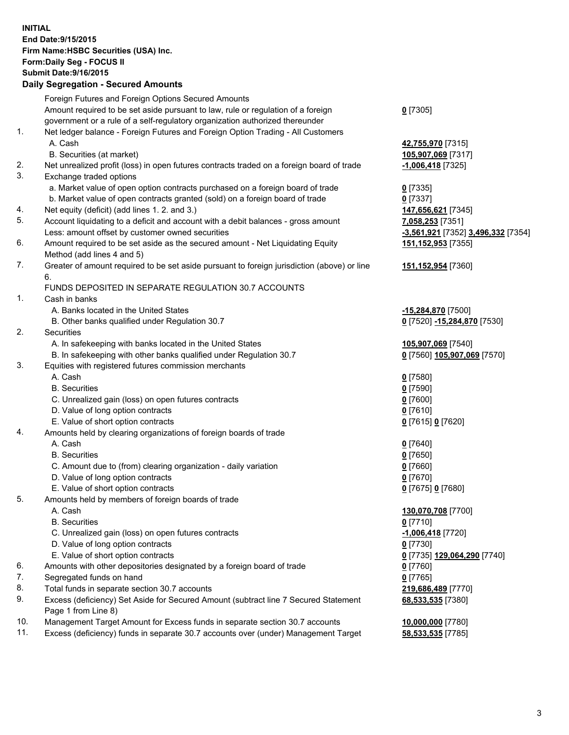**INITIAL**
**End Date:9/15/2015**
**Firm Name:HSBC Securities (USA) Inc.**
**Form:Daily Seg - FOCUS II**
**Submit Date:9/16/2015**

## Daily Segregation - Secured Amounts

| | | |
|---|---|---|
| | Foreign Futures and Foreign Options Secured Amounts | |
| | Amount required to be set aside pursuant to law, rule or regulation of a foreign government or a rule of a self-regulatory organization authorized thereunder | **0** [7305] |
| 1. | Net ledger balance - Foreign Futures and Foreign Option Trading - All Customers | |
| | A. Cash | **42,755,970** [7315] |
| | B. Securities (at market) | **105,907,069** [7317] |
| 2. | Net unrealized profit (loss) in open futures contracts traded on a foreign board of trade | **-1,006,418** [7325] |
| 3. | Exchange traded options | |
| | a. Market value of open option contracts purchased on a foreign board of trade | **0** [7335] |
| | b. Market value of open contracts granted (sold) on a foreign board of trade | **0** [7337] |
| 4. | Net equity (deficit) (add lines 1. 2. and 3.) | **147,656,621** [7345] |
| 5. | Account liquidating to a deficit and account with a debit balances - gross amount | **7,058,253** [7351] |
| | Less: amount offset by customer owned securities | **-3,561,921** [7352] **3,496,332** [7354] |
| 6. | Amount required to be set aside as the secured amount - Net Liquidating Equity Method (add lines 4 and 5) | **151,152,953** [7355] |
| 7. | Greater of amount required to be set aside pursuant to foreign jurisdiction (above) or line 6. | **151,152,954** [7360] |
| | FUNDS DEPOSITED IN SEPARATE REGULATION 30.7 ACCOUNTS | |
| 1. | Cash in banks | |
| | A. Banks located in the United States | **-15,284,870** [7500] |
| | B. Other banks qualified under Regulation 30.7 | **0** [7520] **-15,284,870** [7530] |
| 2. | Securities | |
| | A. In safekeeping with banks located in the United States | **105,907,069** [7540] |
| | B. In safekeeping with other banks qualified under Regulation 30.7 | **0** [7560] **105,907,069** [7570] |
| 3. | Equities with registered futures commission merchants | |
| | A. Cash | **0** [7580] |
| | B. Securities | **0** [7590] |
| | C. Unrealized gain (loss) on open futures contracts | **0** [7600] |
| | D. Value of long option contracts | **0** [7610] |
| | E. Value of short option contracts | **0** [7615] **0** [7620] |
| 4. | Amounts held by clearing organizations of foreign boards of trade | |
| | A. Cash | **0** [7640] |
| | B. Securities | **0** [7650] |
| | C. Amount due to (from) clearing organization - daily variation | **0** [7660] |
| | D. Value of long option contracts | **0** [7670] |
| | E. Value of short option contracts | **0** [7675] **0** [7680] |
| 5. | Amounts held by members of foreign boards of trade | |
| | A. Cash | **130,070,708** [7700] |
| | B. Securities | **0** [7710] |
| | C. Unrealized gain (loss) on open futures contracts | **-1,006,418** [7720] |
| | D. Value of long option contracts | **0** [7730] |
| | E. Value of short option contracts | **0** [7735] **129,064,290** [7740] |
| 6. | Amounts with other depositories designated by a foreign board of trade | **0** [7760] |
| 7. | Segregated funds on hand | **0** [7765] |
| 8. | Total funds in separate section 30.7 accounts | **219,686,489** [7770] |
| 9. | Excess (deficiency) Set Aside for Secured Amount (subtract line 7 Secured Statement Page 1 from Line 8) | **68,533,535** [7380] |
| 10. | Management Target Amount for Excess funds in separate section 30.7 accounts | **10,000,000** [7780] |
| 11. | Excess (deficiency) funds in separate 30.7 accounts over (under) Management Target | **58,533,535** [7785] |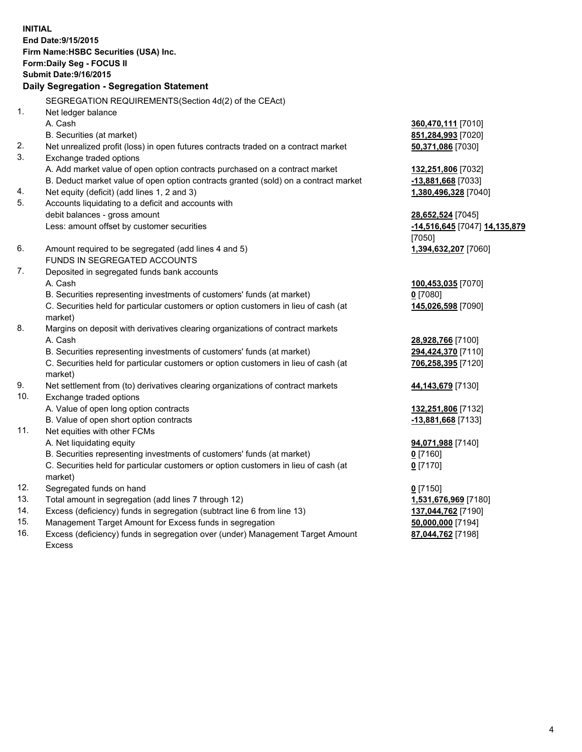**INITIAL**
**End Date:9/15/2015**
**Firm Name:HSBC Securities (USA) Inc.**
**Form:Daily Seg - FOCUS II**
**Submit Date:9/16/2015**

### Daily Segregation - Segregation Statement

SEGREGATION REQUIREMENTS(Section 4d(2) of the CEAct)

| | | |
|---|---|---|
| 1. | Net ledger balance | |
| | A. Cash | **360,470,111** [7010] |
| | B. Securities (at market) | **851,284,993** [7020] |
| 2. | Net unrealized profit (loss) in open futures contracts traded on a contract market | **50,371,086** [7030] |
| 3. | Exchange traded options | |
| | A. Add market value of open option contracts purchased on a contract market | **132,251,806** [7032] |
| | B. Deduct market value of open option contracts granted (sold) on a contract market | **-13,881,668** [7033] |
| 4. | Net equity (deficit) (add lines 1, 2 and 3) | **1,380,496,328** [7040] |
| 5. | Accounts liquidating to a deficit and accounts with debit balances - gross amount | **28,652,524** [7045] |
| | Less: amount offset by customer securities | **-14,516,645** [7047] **14,135,879** [7050] |
| 6. | Amount required to be segregated (add lines 4 and 5) | **1,394,632,207** [7060] |
| | FUNDS IN SEGREGATED ACCOUNTS | |
| 7. | Deposited in segregated funds bank accounts | |
| | A. Cash | **100,453,035** [7070] |
| | B. Securities representing investments of customers' funds (at market) | **0** [7080] |
| | C. Securities held for particular customers or option customers in lieu of cash (at market) | **145,026,598** [7090] |
| 8. | Margins on deposit with derivatives clearing organizations of contract markets | |
| | A. Cash | **28,928,766** [7100] |
| | B. Securities representing investments of customers' funds (at market) | **294,424,370** [7110] |
| | C. Securities held for particular customers or option customers in lieu of cash (at market) | **706,258,395** [7120] |
| 9. | Net settlement from (to) derivatives clearing organizations of contract markets | **44,143,679** [7130] |
| 10. | Exchange traded options | |
| | A. Value of open long option contracts | **132,251,806** [7132] |
| | B. Value of open short option contracts | **-13,881,668** [7133] |
| 11. | Net equities with other FCMs | |
| | A. Net liquidating equity | **94,071,988** [7140] |
| | B. Securities representing investments of customers' funds (at market) | **0** [7160] |
| | C. Securities held for particular customers or option customers in lieu of cash (at market) | **0** [7170] |
| 12. | Segregated funds on hand | **0** [7150] |
| 13. | Total amount in segregation (add lines 7 through 12) | **1,531,676,969** [7180] |
| 14. | Excess (deficiency) funds in segregation (subtract line 6 from line 13) | **137,044,762** [7190] |
| 15. | Management Target Amount for Excess funds in segregation | **50,000,000** [7194] |
| 16. | Excess (deficiency) funds in segregation over (under) Management Target Amount Excess | **87,044,762** [7198] |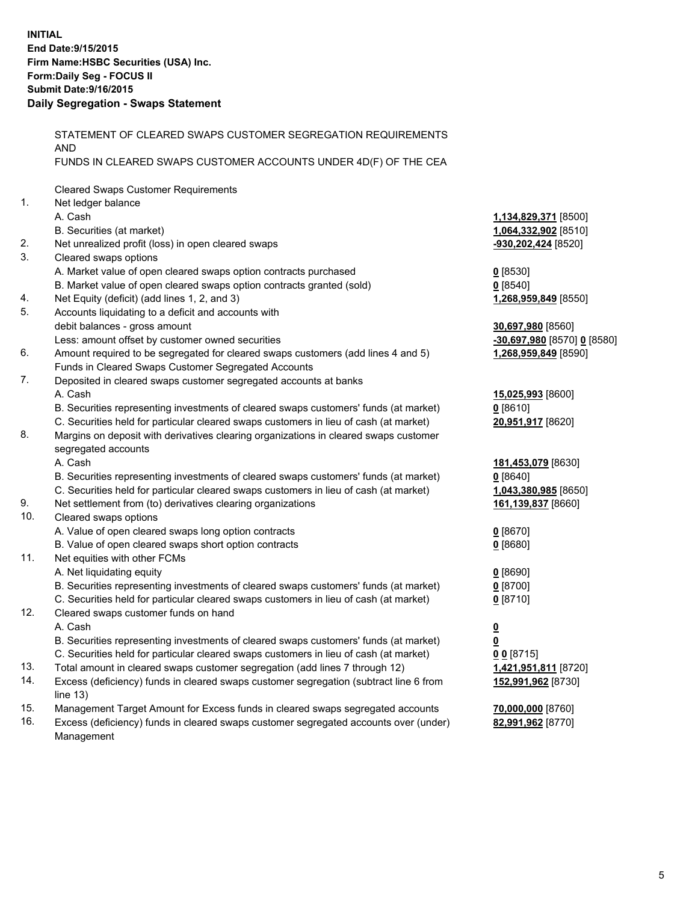**INITIAL**
**End Date:9/15/2015**
**Firm Name:HSBC Securities (USA) Inc.**
**Form:Daily Seg - FOCUS II**
**Submit Date:9/16/2015**
**Daily Segregation - Swaps Statement**

STATEMENT OF CLEARED SWAPS CUSTOMER SEGREGATION REQUIREMENTS AND FUNDS IN CLEARED SWAPS CUSTOMER ACCOUNTS UNDER 4D(F) OF THE CEA

| | | |
|---|---|---|
| | Cleared Swaps Customer Requirements | |
| 1. | Net ledger balance | |
| | A. Cash | **1,134,829,371** [8500] |
| | B. Securities (at market) | **1,064,332,902** [8510] |
| 2. | Net unrealized profit (loss) in open cleared swaps | **-930,202,424** [8520] |
| 3. | Cleared swaps options | |
| | A. Market value of open cleared swaps option contracts purchased | **0** [8530] |
| | B. Market value of open cleared swaps option contracts granted (sold) | **0** [8540] |
| 4. | Net Equity (deficit) (add lines 1, 2, and 3) | **1,268,959,849** [8550] |
| 5. | Accounts liquidating to a deficit and accounts with debit balances - gross amount | **30,697,980** [8560] |
| | Less: amount offset by customer owned securities | **-30,697,980** [8570] **0** [8580] |
| 6. | Amount required to be segregated for cleared swaps customers (add lines 4 and 5) | **1,268,959,849** [8590] |
| | Funds in Cleared Swaps Customer Segregated Accounts | |
| 7. | Deposited in cleared swaps customer segregated accounts at banks | |
| | A. Cash | **15,025,993** [8600] |
| | B. Securities representing investments of cleared swaps customers' funds (at market) | **0** [8610] |
| | C. Securities held for particular cleared swaps customers in lieu of cash (at market) | **20,951,917** [8620] |
| 8. | Margins on deposit with derivatives clearing organizations in cleared swaps customer segregated accounts | |
| | A. Cash | **181,453,079** [8630] |
| | B. Securities representing investments of cleared swaps customers' funds (at market) | **0** [8640] |
| | C. Securities held for particular cleared swaps customers in lieu of cash (at market) | **1,043,380,985** [8650] |
| 9. | Net settlement from (to) derivatives clearing organizations | **161,139,837** [8660] |
| 10. | Cleared swaps options | |
| | A. Value of open cleared swaps long option contracts | **0** [8670] |
| | B. Value of open cleared swaps short option contracts | **0** [8680] |
| 11. | Net equities with other FCMs | |
| | A. Net liquidating equity | **0** [8690] |
| | B. Securities representing investments of cleared swaps customers' funds (at market) | **0** [8700] |
| | C. Securities held for particular cleared swaps customers in lieu of cash (at market) | **0** [8710] |
| 12. | Cleared swaps customer funds on hand | |
| | A. Cash | **0** |
| | B. Securities representing investments of cleared swaps customers' funds (at market) | **0** |
| | C. Securities held for particular cleared swaps customers in lieu of cash (at market) | **0** **0** [8715] |
| 13. | Total amount in cleared swaps customer segregation (add lines 7 through 12) | **1,421,951,811** [8720] |
| 14. | Excess (deficiency) funds in cleared swaps customer segregation (subtract line 6 from line 13) | **152,991,962** [8730] |
| 15. | Management Target Amount for Excess funds in cleared swaps segregated accounts | **70,000,000** [8760] |
| 16. | Excess (deficiency) funds in cleared swaps customer segregated accounts over (under) Management | **82,991,962** [8770] |